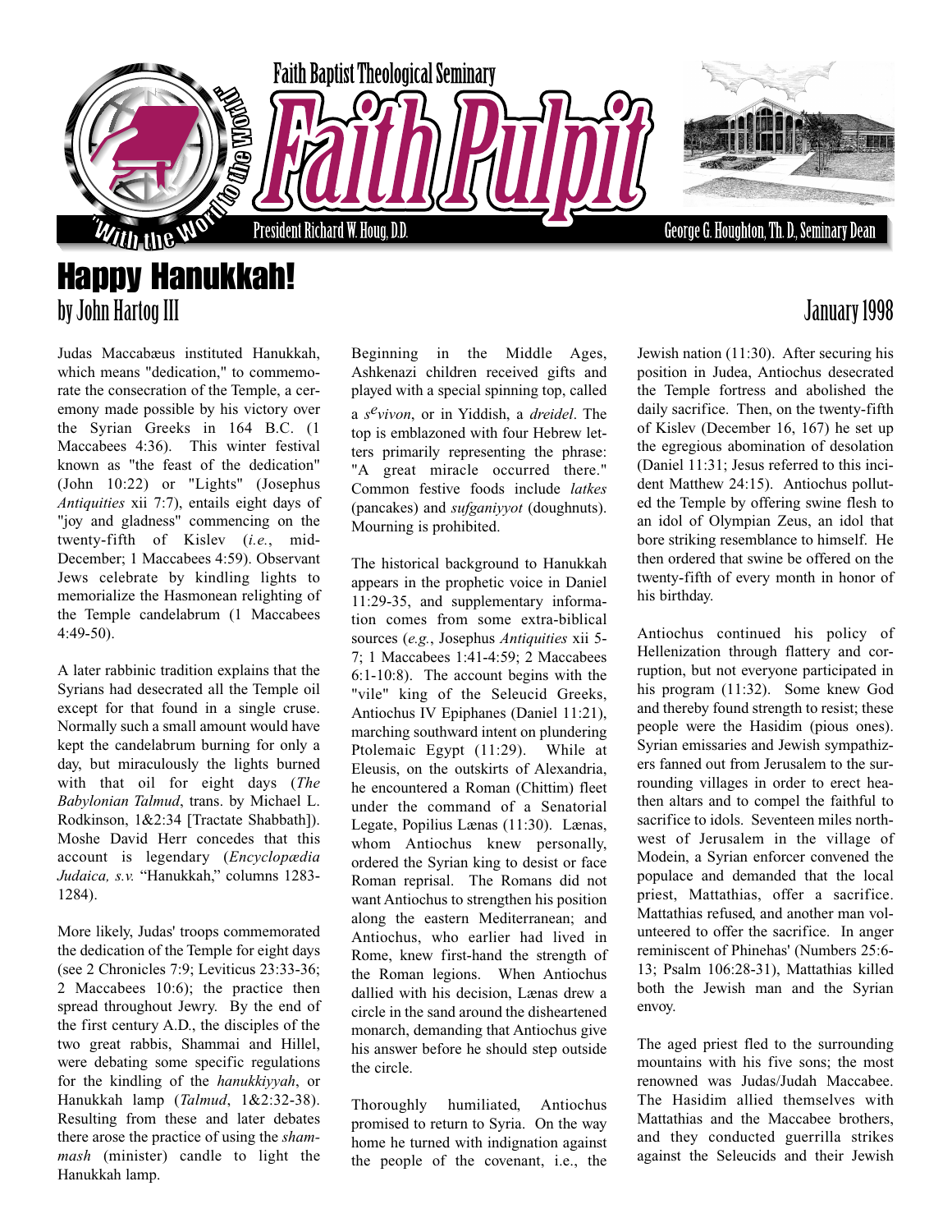Faith Baptist Theological Seminary

# Faith Pulpit

"With the Word to the World"

President Richard W. Houg, D.D.

George G. Houghton, Th. D., Seminary Dean

# Happy Hanukkah!

by John Hartog III

January 1998

Judas Maccabæus instituted Hanukkah, which means "dedication," to commemorate the consecration of the Temple, a ceremony made possible by his victory over the Syrian Greeks in 164 B.C. (1 Maccabees 4:36). This winter festival known as "the feast of the dedication" (John 10:22) or "Lights" (Josephus *Antiquities* xii 7:7), entails eight days of "joy and gladness" commencing on the twenty-fifth of Kislev (*i.e.*, mid-December; 1 Maccabees 4:59). Observant Jews celebrate by kindling lights to memorialize the Hasmonean relighting of the Temple candelabrum (1 Maccabees 4:49-50).

A later rabbinic tradition explains that the Syrians had desecrated all the Temple oil except for that found in a single cruse. Normally such a small amount would have kept the candelabrum burning for only a day, but miraculously the lights burned with that oil for eight days (*The Babylonian Talmud*, trans. by Michael L. Rodkinson, 1&2:34 [Tractate Shabbath]). Moshe David Herr concedes that this account is legendary (*Encyclopædia Judaica, s.v.* "Hanukkah," columns 1283-1284).

More likely, Judas' troops commemorated the dedication of the Temple for eight days (see 2 Chronicles 7:9; Leviticus 23:33-36; 2 Maccabees 10:6); the practice then spread throughout Jewry. By the end of the first century A.D., the disciples of the two great rabbis, Shammai and Hillel, were debating some specific regulations for the kindling of the *hanukkiyyah*, or Hanukkah lamp (*Talmud*, 1&2:32-38). Resulting from these and later debates there arose the practice of using the *shammash* (minister) candle to light the Hanukkah lamp.

Beginning in the Middle Ages, Ashkenazi children received gifts and played with a special spinning top, called a *s^evivon*, or in Yiddish, a *dreidel*. The top is emblazoned with four Hebrew letters primarily representing the phrase: "A great miracle occurred there." Common festive foods include *latkes* (pancakes) and *sufganiyyot* (doughnuts). Mourning is prohibited.

The historical background to Hanukkah appears in the prophetic voice in Daniel 11:29-35, and supplementary information comes from some extra-biblical sources (*e.g.*, Josephus *Antiquities* xii 5-7; 1 Maccabees 1:41-4:59; 2 Maccabees 6:1-10:8). The account begins with the "vile" king of the Seleucid Greeks, Antiochus IV Epiphanes (Daniel 11:21), marching southward intent on plundering Ptolemaic Egypt (11:29). While at Eleusis, on the outskirts of Alexandria, he encountered a Roman (Chittim) fleet under the command of a Senatorial Legate, Popilius Lænas (11:30). Lænas, whom Antiochus knew personally, ordered the Syrian king to desist or face Roman reprisal. The Romans did not want Antiochus to strengthen his position along the eastern Mediterranean; and Antiochus, who earlier had lived in Rome, knew first-hand the strength of the Roman legions. When Antiochus dallied with his decision, Lænas drew a circle in the sand around the disheartened monarch, demanding that Antiochus give his answer before he should step outside the circle.

Thoroughly humiliated, Antiochus promised to return to Syria. On the way home he turned with indignation against the people of the covenant, i.e., the Jewish nation (11:30). After securing his position in Judea, Antiochus desecrated the Temple fortress and abolished the daily sacrifice. Then, on the twenty-fifth of Kislev (December 16, 167) he set up the egregious abomination of desolation (Daniel 11:31; Jesus referred to this incident Matthew 24:15). Antiochus polluted the Temple by offering swine flesh to an idol of Olympian Zeus, an idol that bore striking resemblance to himself. He then ordered that swine be offered on the twenty-fifth of every month in honor of his birthday.

Antiochus continued his policy of Hellenization through flattery and corruption, but not everyone participated in his program (11:32). Some knew God and thereby found strength to resist; these people were the Hasidim (pious ones). Syrian emissaries and Jewish sympathizers fanned out from Jerusalem to the surrounding villages in order to erect heathen altars and to compel the faithful to sacrifice to idols. Seventeen miles northwest of Jerusalem in the village of Modein, a Syrian enforcer convened the populace and demanded that the local priest, Mattathias, offer a sacrifice. Mattathias refused, and another man volunteered to offer the sacrifice. In anger reminiscent of Phinehas' (Numbers 25:6-13; Psalm 106:28-31), Mattathias killed both the Jewish man and the Syrian envoy.

The aged priest fled to the surrounding mountains with his five sons; the most renowned was Judas/Judah Maccabee. The Hasidim allied themselves with Mattathias and the Maccabee brothers, and they conducted guerrilla strikes against the Seleucids and their Jewish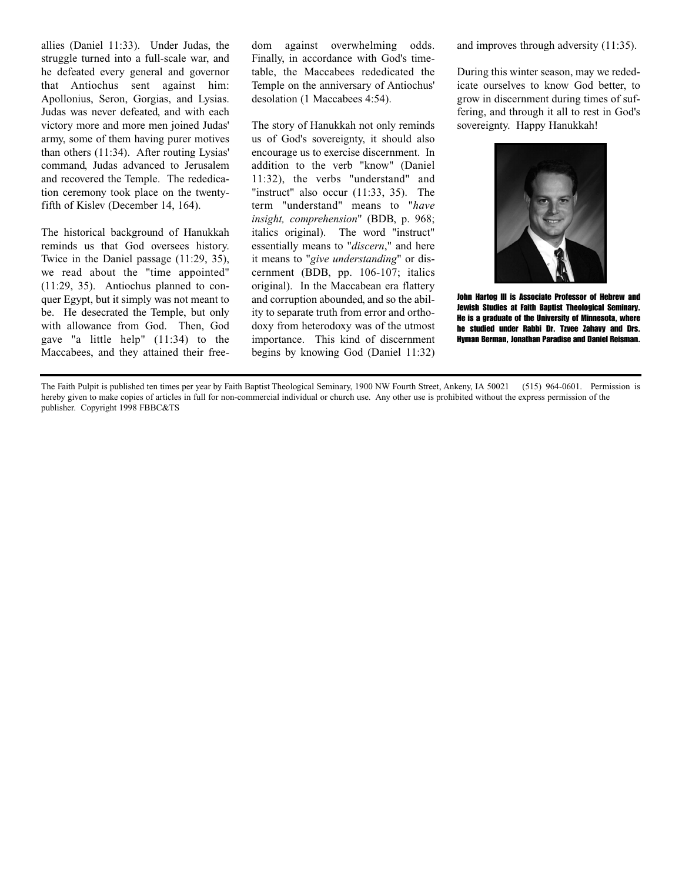allies (Daniel 11:33). Under Judas, the struggle turned into a full-scale war, and he defeated every general and governor that Antiochus sent against him: Apollonius, Seron, Gorgias, and Lysias. Judas was never defeated, and with each victory more and more men joined Judas' army, some of them having purer motives than others (11:34). After routing Lysias' command, Judas advanced to Jerusalem and recovered the Temple. The rededication ceremony took place on the twenty-fifth of Kislev (December 14, 164).

The historical background of Hanukkah reminds us that God oversees history. Twice in the Daniel passage (11:29, 35), we read about the "time appointed" (11:29, 35). Antiochus planned to conquer Egypt, but it simply was not meant to be. He desecrated the Temple, but only with allowance from God. Then, God gave "a little help" (11:34) to the Maccabees, and they attained their freedom against overwhelming odds. Finally, in accordance with God's timetable, the Maccabees rededicated the Temple on the anniversary of Antiochus' desolation (1 Maccabees 4:54).

The story of Hanukkah not only reminds us of God's sovereignty, it should also encourage us to exercise discernment. In addition to the verb "know" (Daniel 11:32), the verbs "understand" and "instruct" also occur (11:33, 35). The term "understand" means to "*have insight, comprehension*" (BDB, p. 968; italics original). The word "instruct" essentially means to "*discern*," and here it means to "*give understanding*" or discernment (BDB, pp. 106-107; italics original). In the Maccabean era flattery and corruption abounded, and so the ability to separate truth from error and orthodoxy from heterodoxy was of the utmost importance. This kind of discernment begins by knowing God (Daniel 11:32) and improves through adversity (11:35).

During this winter season, may we rededicate ourselves to know God better, to grow in discernment during times of suffering, and through it all to rest in God's sovereignty. Happy Hanukkah!

**John Hartog III is Associate Professor of Hebrew and Jewish Studies at Faith Baptist Theological Seminary. He is a graduate of the University of Minnesota, where he studied under Rabbi Dr. Tzvee Zahavy and Drs. Hyman Berman, Jonathan Paradise and Daniel Reisman.**

---

The Faith Pulpit is published ten times per year by Faith Baptist Theological Seminary, 1900 NW Fourth Street, Ankeny, IA 50021 (515) 964-0601. Permission is hereby given to make copies of articles in full for non-commercial individual or church use. Any other use is prohibited without the express permission of the publisher. Copyright 1998 FBBC&TS